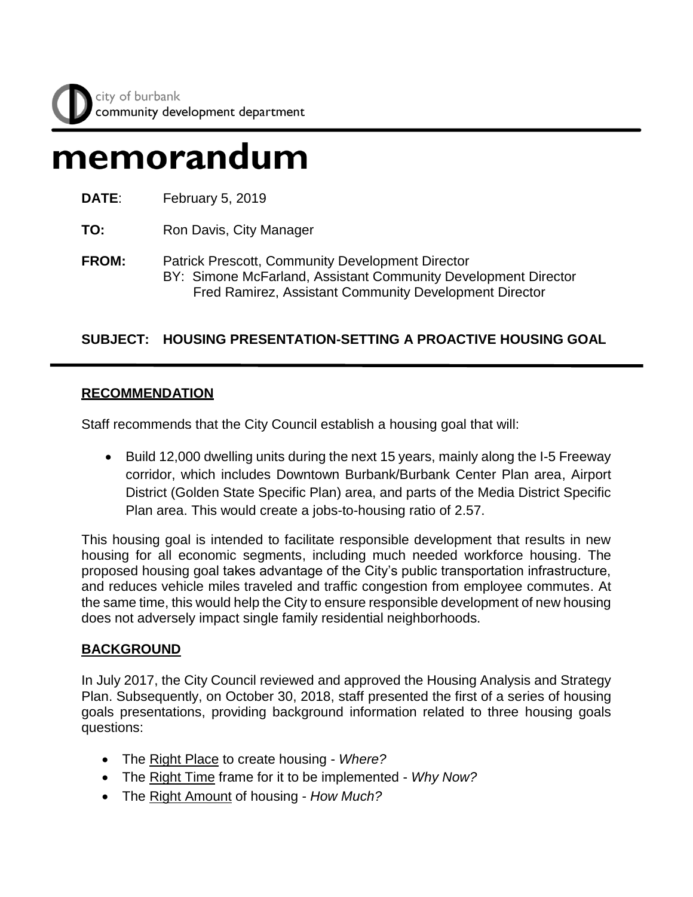city of burbank
community development department

# memorandum

**DATE**: February 5, 2019

**TO:** Ron Davis, City Manager

**FROM:** Patrick Prescott, Community Development Director
BY: Simone McFarland, Assistant Community Development Director
Fred Ramirez, Assistant Community Development Director

**SUBJECT: HOUSING PRESENTATION-SETTING A PROACTIVE HOUSING GOAL**

## RECOMMENDATION

Staff recommends that the City Council establish a housing goal that will:

- Build 12,000 dwelling units during the next 15 years, mainly along the I-5 Freeway corridor, which includes Downtown Burbank/Burbank Center Plan area, Airport District (Golden State Specific Plan) area, and parts of the Media District Specific Plan area. This would create a jobs-to-housing ratio of 2.57.

This housing goal is intended to facilitate responsible development that results in new housing for all economic segments, including much needed workforce housing. The proposed housing goal takes advantage of the City's public transportation infrastructure, and reduces vehicle miles traveled and traffic congestion from employee commutes. At the same time, this would help the City to ensure responsible development of new housing does not adversely impact single family residential neighborhoods.

## BACKGROUND

In July 2017, the City Council reviewed and approved the Housing Analysis and Strategy Plan. Subsequently, on October 30, 2018, staff presented the first of a series of housing goals presentations, providing background information related to three housing goals questions:

- The Right Place to create housing - *Where?*
- The Right Time frame for it to be implemented - *Why Now?*
- The Right Amount of housing - *How Much?*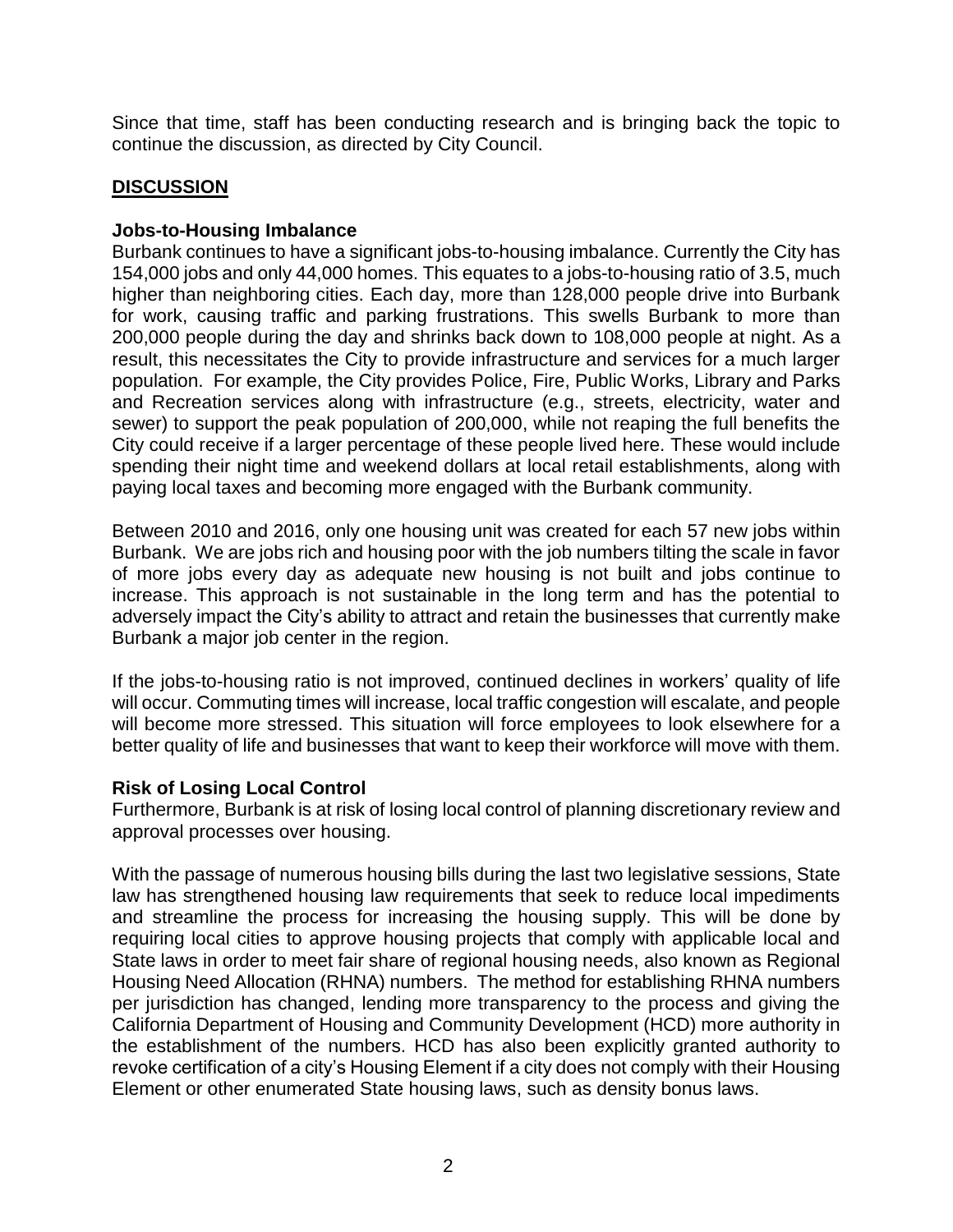Since that time, staff has been conducting research and is bringing back the topic to continue the discussion, as directed by City Council.

## DISCUSSION

### Jobs-to-Housing Imbalance

Burbank continues to have a significant jobs-to-housing imbalance. Currently the City has 154,000 jobs and only 44,000 homes. This equates to a jobs-to-housing ratio of 3.5, much higher than neighboring cities. Each day, more than 128,000 people drive into Burbank for work, causing traffic and parking frustrations. This swells Burbank to more than 200,000 people during the day and shrinks back down to 108,000 people at night. As a result, this necessitates the City to provide infrastructure and services for a much larger population. For example, the City provides Police, Fire, Public Works, Library and Parks and Recreation services along with infrastructure (e.g., streets, electricity, water and sewer) to support the peak population of 200,000, while not reaping the full benefits the City could receive if a larger percentage of these people lived here. These would include spending their night time and weekend dollars at local retail establishments, along with paying local taxes and becoming more engaged with the Burbank community.

Between 2010 and 2016, only one housing unit was created for each 57 new jobs within Burbank. We are jobs rich and housing poor with the job numbers tilting the scale in favor of more jobs every day as adequate new housing is not built and jobs continue to increase. This approach is not sustainable in the long term and has the potential to adversely impact the City's ability to attract and retain the businesses that currently make Burbank a major job center in the region.

If the jobs-to-housing ratio is not improved, continued declines in workers' quality of life will occur. Commuting times will increase, local traffic congestion will escalate, and people will become more stressed. This situation will force employees to look elsewhere for a better quality of life and businesses that want to keep their workforce will move with them.

### Risk of Losing Local Control

Furthermore, Burbank is at risk of losing local control of planning discretionary review and approval processes over housing.

With the passage of numerous housing bills during the last two legislative sessions, State law has strengthened housing law requirements that seek to reduce local impediments and streamline the process for increasing the housing supply. This will be done by requiring local cities to approve housing projects that comply with applicable local and State laws in order to meet fair share of regional housing needs, also known as Regional Housing Need Allocation (RHNA) numbers. The method for establishing RHNA numbers per jurisdiction has changed, lending more transparency to the process and giving the California Department of Housing and Community Development (HCD) more authority in the establishment of the numbers. HCD has also been explicitly granted authority to revoke certification of a city's Housing Element if a city does not comply with their Housing Element or other enumerated State housing laws, such as density bonus laws.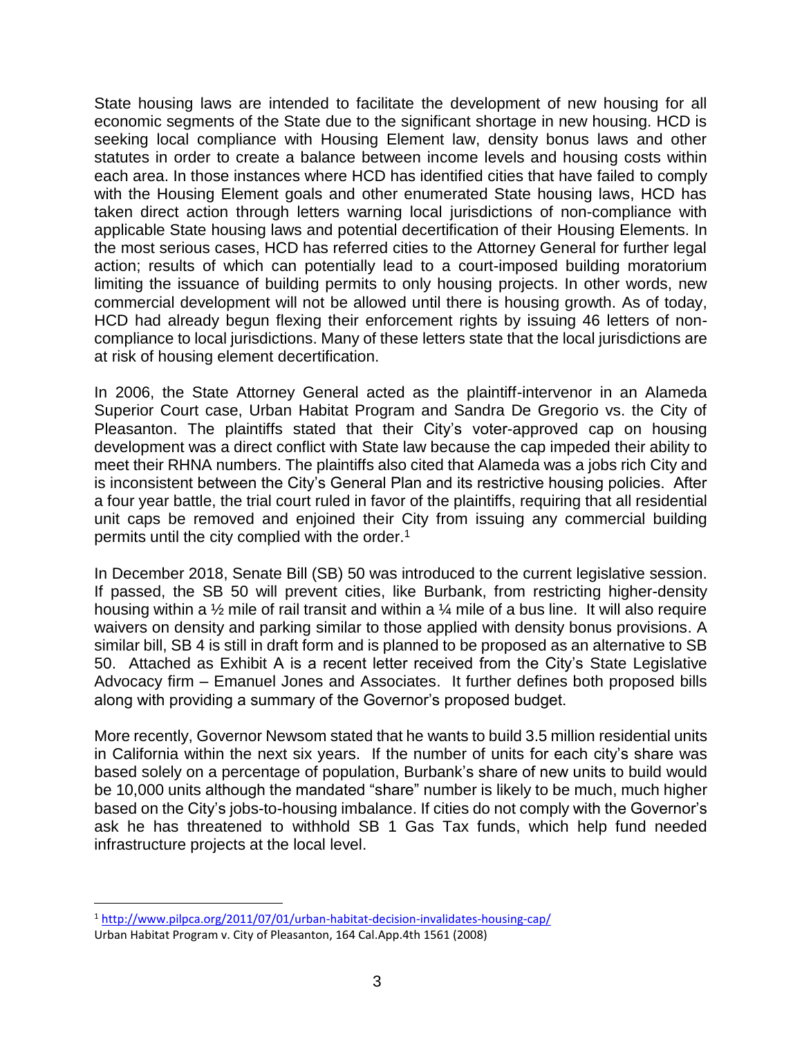State housing laws are intended to facilitate the development of new housing for all economic segments of the State due to the significant shortage in new housing. HCD is seeking local compliance with Housing Element law, density bonus laws and other statutes in order to create a balance between income levels and housing costs within each area. In those instances where HCD has identified cities that have failed to comply with the Housing Element goals and other enumerated State housing laws, HCD has taken direct action through letters warning local jurisdictions of non-compliance with applicable State housing laws and potential decertification of their Housing Elements. In the most serious cases, HCD has referred cities to the Attorney General for further legal action; results of which can potentially lead to a court-imposed building moratorium limiting the issuance of building permits to only housing projects. In other words, new commercial development will not be allowed until there is housing growth. As of today, HCD had already begun flexing their enforcement rights by issuing 46 letters of non-compliance to local jurisdictions. Many of these letters state that the local jurisdictions are at risk of housing element decertification.

In 2006, the State Attorney General acted as the plaintiff-intervenor in an Alameda Superior Court case, Urban Habitat Program and Sandra De Gregorio vs. the City of Pleasanton. The plaintiffs stated that their City's voter-approved cap on housing development was a direct conflict with State law because the cap impeded their ability to meet their RHNA numbers. The plaintiffs also cited that Alameda was a jobs rich City and is inconsistent between the City's General Plan and its restrictive housing policies. After a four year battle, the trial court ruled in favor of the plaintiffs, requiring that all residential unit caps be removed and enjoined their City from issuing any commercial building permits until the city complied with the order.[1]

In December 2018, Senate Bill (SB) 50 was introduced to the current legislative session. If passed, the SB 50 will prevent cities, like Burbank, from restricting higher-density housing within a ½ mile of rail transit and within a ¼ mile of a bus line. It will also require waivers on density and parking similar to those applied with density bonus provisions. A similar bill, SB 4 is still in draft form and is planned to be proposed as an alternative to SB 50. Attached as Exhibit A is a recent letter received from the City's State Legislative Advocacy firm – Emanuel Jones and Associates. It further defines both proposed bills along with providing a summary of the Governor's proposed budget.

More recently, Governor Newsom stated that he wants to build 3.5 million residential units in California within the next six years. If the number of units for each city's share was based solely on a percentage of population, Burbank's share of new units to build would be 10,000 units although the mandated "share" number is likely to be much, much higher based on the City's jobs-to-housing imbalance. If cities do not comply with the Governor's ask he has threatened to withhold SB 1 Gas Tax funds, which help fund needed infrastructure projects at the local level.

[1] http://www.pilpca.org/2011/07/01/urban-habitat-decision-invalidates-housing-cap/
Urban Habitat Program v. City of Pleasanton, 164 Cal.App.4th 1561 (2008)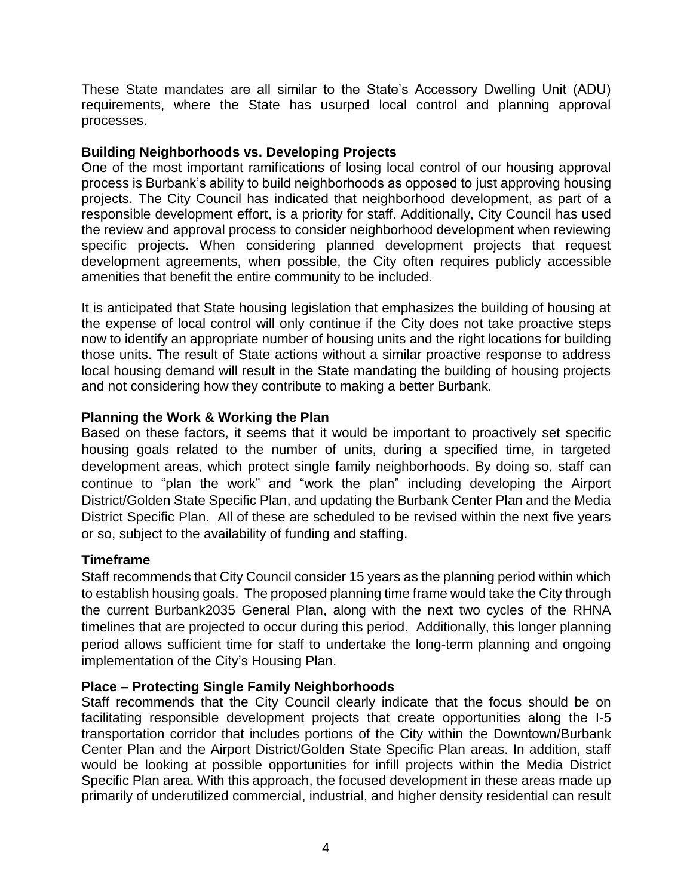These State mandates are all similar to the State's Accessory Dwelling Unit (ADU) requirements, where the State has usurped local control and planning approval processes.

**Building Neighborhoods vs. Developing Projects**

One of the most important ramifications of losing local control of our housing approval process is Burbank's ability to build neighborhoods as opposed to just approving housing projects. The City Council has indicated that neighborhood development, as part of a responsible development effort, is a priority for staff. Additionally, City Council has used the review and approval process to consider neighborhood development when reviewing specific projects. When considering planned development projects that request development agreements, when possible, the City often requires publicly accessible amenities that benefit the entire community to be included.

It is anticipated that State housing legislation that emphasizes the building of housing at the expense of local control will only continue if the City does not take proactive steps now to identify an appropriate number of housing units and the right locations for building those units. The result of State actions without a similar proactive response to address local housing demand will result in the State mandating the building of housing projects and not considering how they contribute to making a better Burbank.

**Planning the Work & Working the Plan**

Based on these factors, it seems that it would be important to proactively set specific housing goals related to the number of units, during a specified time, in targeted development areas, which protect single family neighborhoods. By doing so, staff can continue to "plan the work" and "work the plan" including developing the Airport District/Golden State Specific Plan, and updating the Burbank Center Plan and the Media District Specific Plan. All of these are scheduled to be revised within the next five years or so, subject to the availability of funding and staffing.

**Timeframe**

Staff recommends that City Council consider 15 years as the planning period within which to establish housing goals. The proposed planning time frame would take the City through the current Burbank2035 General Plan, along with the next two cycles of the RHNA timelines that are projected to occur during this period. Additionally, this longer planning period allows sufficient time for staff to undertake the long-term planning and ongoing implementation of the City's Housing Plan.

**Place – Protecting Single Family Neighborhoods**

Staff recommends that the City Council clearly indicate that the focus should be on facilitating responsible development projects that create opportunities along the I-5 transportation corridor that includes portions of the City within the Downtown/Burbank Center Plan and the Airport District/Golden State Specific Plan areas. In addition, staff would be looking at possible opportunities for infill projects within the Media District Specific Plan area. With this approach, the focused development in these areas made up primarily of underutilized commercial, industrial, and higher density residential can result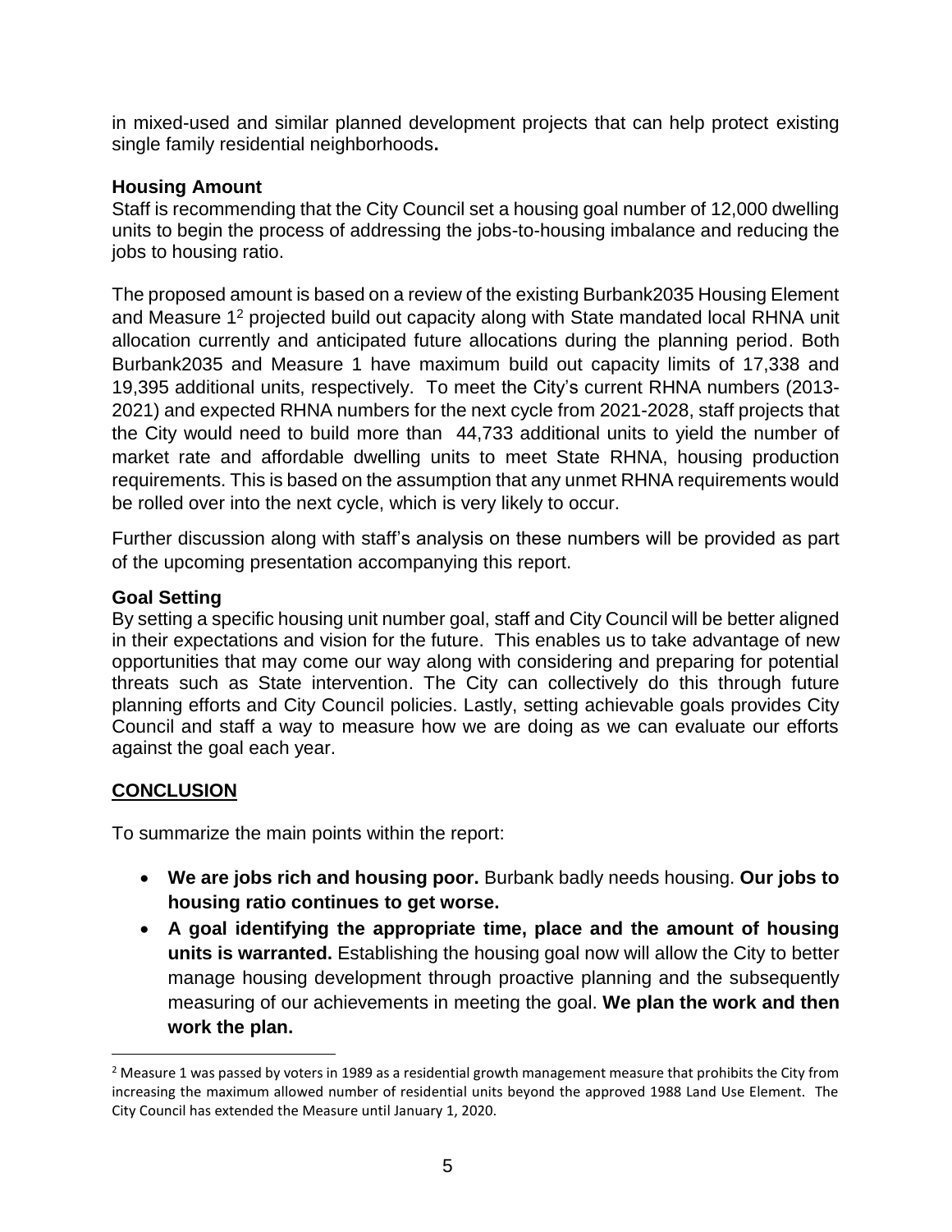in mixed-used and similar planned development projects that can help protect existing single family residential neighborhoods**.**

**Housing Amount**
Staff is recommending that the City Council set a housing goal number of 12,000 dwelling units to begin the process of addressing the jobs-to-housing imbalance and reducing the jobs to housing ratio.

The proposed amount is based on a review of the existing Burbank2035 Housing Element and Measure 1[2] projected build out capacity along with State mandated local RHNA unit allocation currently and anticipated future allocations during the planning period. Both Burbank2035 and Measure 1 have maximum build out capacity limits of 17,338 and 19,395 additional units, respectively. To meet the City's current RHNA numbers (2013-2021) and expected RHNA numbers for the next cycle from 2021-2028, staff projects that the City would need to build more than 44,733 additional units to yield the number of market rate and affordable dwelling units to meet State RHNA, housing production requirements. This is based on the assumption that any unmet RHNA requirements would be rolled over into the next cycle, which is very likely to occur.

Further discussion along with staff's analysis on these numbers will be provided as part of the upcoming presentation accompanying this report.

**Goal Setting**
By setting a specific housing unit number goal, staff and City Council will be better aligned in their expectations and vision for the future. This enables us to take advantage of new opportunities that may come our way along with considering and preparing for potential threats such as State intervention. The City can collectively do this through future planning efforts and City Council policies. Lastly, setting achievable goals provides City Council and staff a way to measure how we are doing as we can evaluate our efforts against the goal each year.

## CONCLUSION

To summarize the main points within the report:

- **We are jobs rich and housing poor.** Burbank badly needs housing. **Our jobs to housing ratio continues to get worse.**
- **A goal identifying the appropriate time, place and the amount of housing units is warranted.** Establishing the housing goal now will allow the City to better manage housing development through proactive planning and the subsequently measuring of our achievements in meeting the goal. **We plan the work and then work the plan.**

[2] Measure 1 was passed by voters in 1989 as a residential growth management measure that prohibits the City from increasing the maximum allowed number of residential units beyond the approved 1988 Land Use Element. The City Council has extended the Measure until January 1, 2020.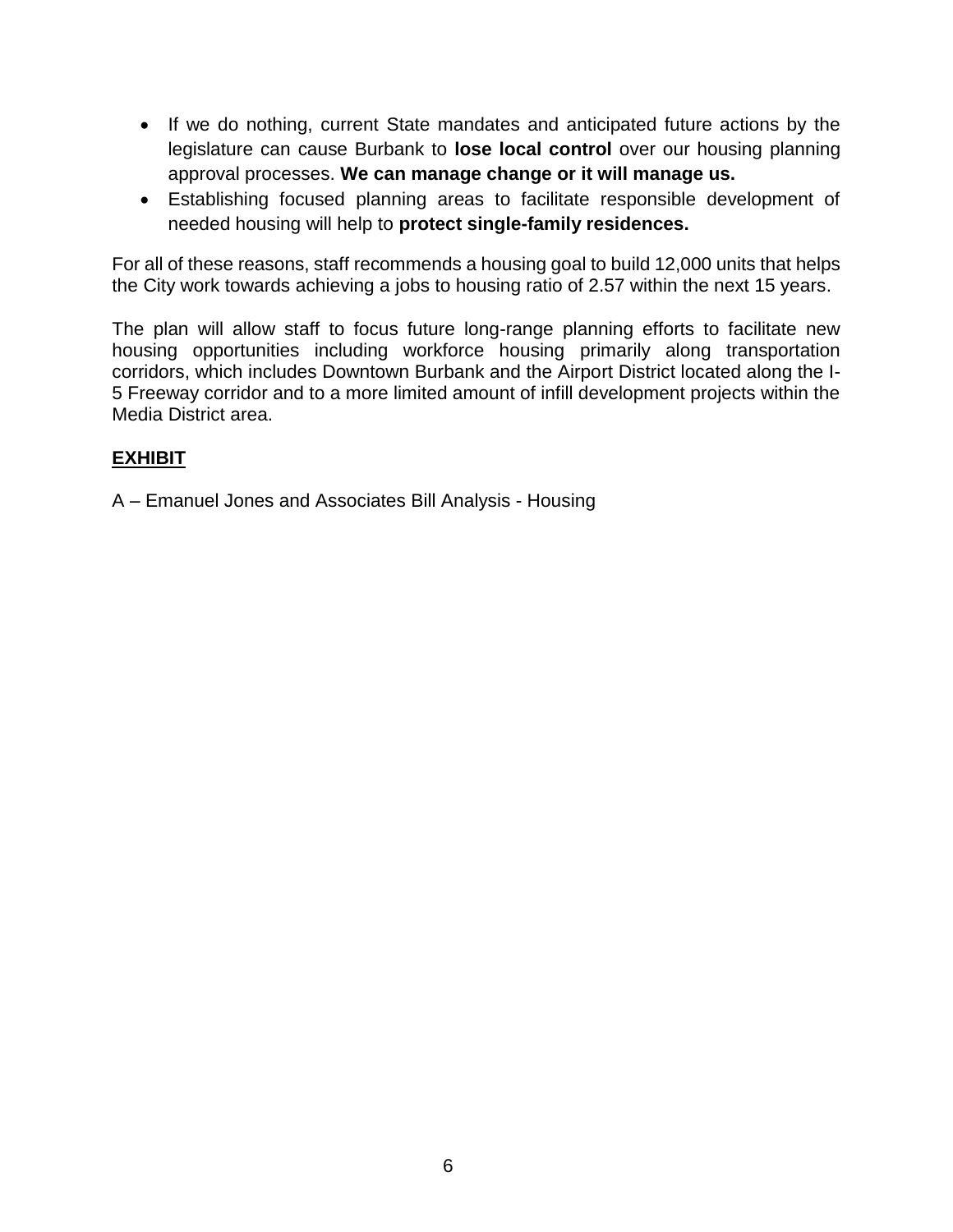- If we do nothing, current State mandates and anticipated future actions by the legislature can cause Burbank to **lose local control** over our housing planning approval processes. **We can manage change or it will manage us.**
- Establishing focused planning areas to facilitate responsible development of needed housing will help to **protect single-family residences.**

For all of these reasons, staff recommends a housing goal to build 12,000 units that helps the City work towards achieving a jobs to housing ratio of 2.57 within the next 15 years.

The plan will allow staff to focus future long-range planning efforts to facilitate new housing opportunities including workforce housing primarily along transportation corridors, which includes Downtown Burbank and the Airport District located along the I-5 Freeway corridor and to a more limited amount of infill development projects within the Media District area.

## EXHIBIT

A – Emanuel Jones and Associates Bill Analysis - Housing